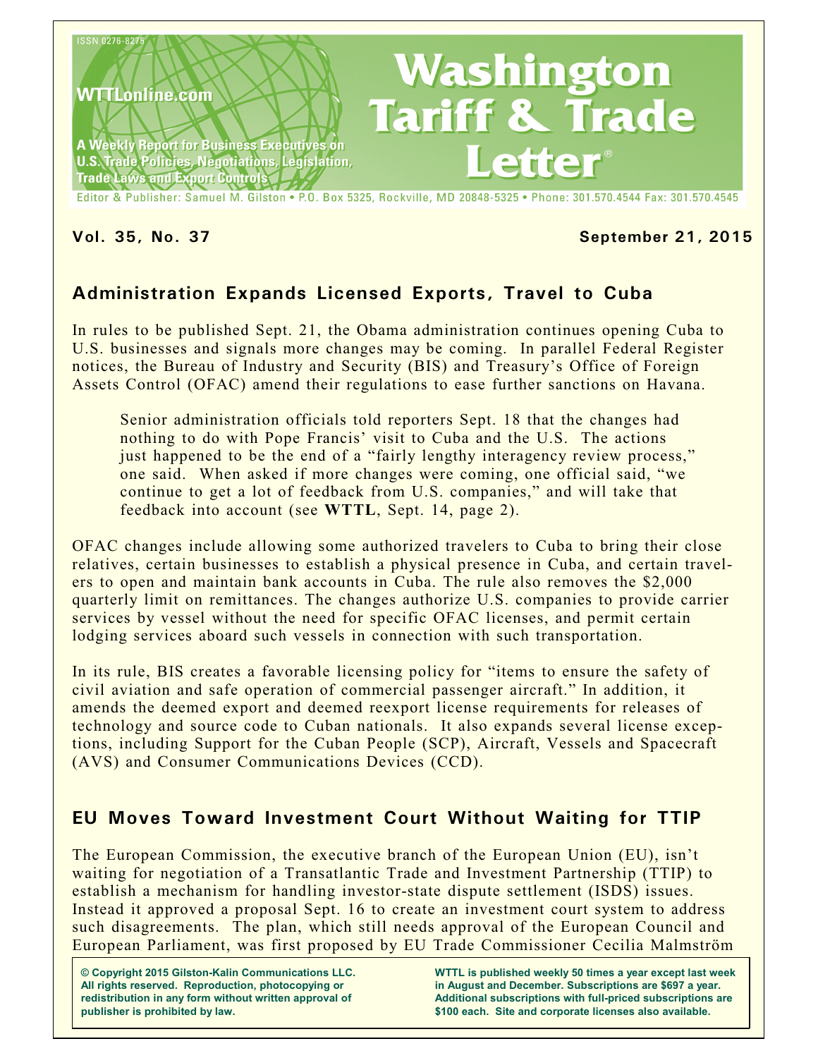ISSN 0276-8275

WTTLonline.com

A Weekly Report for Business Executives on U.S. Trade Policies, Negotiations, Legislation, Trade Laws and Export Controls

# Washington Tariff & Trade Letter®

Editor & Publisher: Samuel M. Gilston • P.O. Box 5325, Rockville, MD 20848-5325 • Phone: 301.570.4544 Fax: 301.570.4545

**Vol. 35, No. 37** **September 21, 2015**

## Administration Expands Licensed Exports, Travel to Cuba

In rules to be published Sept. 21, the Obama administration continues opening Cuba to U.S. businesses and signals more changes may be coming. In parallel Federal Register notices, the Bureau of Industry and Security (BIS) and Treasury's Office of Foreign Assets Control (OFAC) amend their regulations to ease further sanctions on Havana.

> Senior administration officials told reporters Sept. 18 that the changes had nothing to do with Pope Francis' visit to Cuba and the U.S. The actions just happened to be the end of a "fairly lengthy interagency review process," one said. When asked if more changes were coming, one official said, "we continue to get a lot of feedback from U.S. companies," and will take that feedback into account (see **WTTL**, Sept. 14, page 2).

OFAC changes include allowing some authorized travelers to Cuba to bring their close relatives, certain businesses to establish a physical presence in Cuba, and certain travelers to open and maintain bank accounts in Cuba. The rule also removes the $2,000 quarterly limit on remittances. The changes authorize U.S. companies to provide carrier services by vessel without the need for specific OFAC licenses, and permit certain lodging services aboard such vessels in connection with such transportation.

In its rule, BIS creates a favorable licensing policy for "items to ensure the safety of civil aviation and safe operation of commercial passenger aircraft." In addition, it amends the deemed export and deemed reexport license requirements for releases of technology and source code to Cuban nationals. It also expands several license exceptions, including Support for the Cuban People (SCP), Aircraft, Vessels and Spacecraft (AVS) and Consumer Communications Devices (CCD).

## EU Moves Toward Investment Court Without Waiting for TTIP

The European Commission, the executive branch of the European Union (EU), isn't waiting for negotiation of a Transatlantic Trade and Investment Partnership (TTIP) to establish a mechanism for handling investor-state dispute settlement (ISDS) issues. Instead it approved a proposal Sept. 16 to create an investment court system to address such disagreements. The plan, which still needs approval of the European Council and European Parliament, was first proposed by EU Trade Commissioner Cecilia Malmström

**© Copyright 2015 Gilston-Kalin Communications LLC. All rights reserved. Reproduction, photocopying or redistribution in any form without written approval of publisher is prohibited by law.**

**WTTL is published weekly 50 times a year except last week in August and December. Subscriptions are $697 a year. Additional subscriptions with full-priced subscriptions are $100 each. Site and corporate licenses also available.**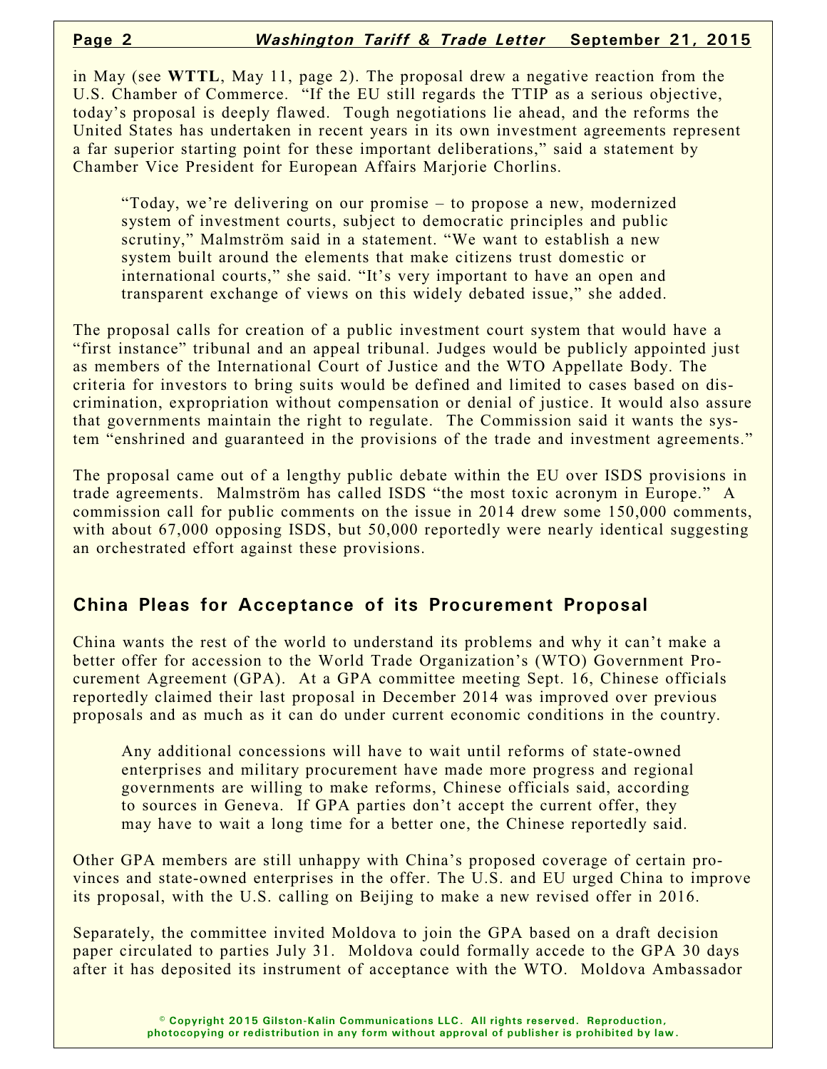in May (see **WTTL**, May 11, page 2). The proposal drew a negative reaction from the U.S. Chamber of Commerce. "If the EU still regards the TTIP as a serious objective, today's proposal is deeply flawed. Tough negotiations lie ahead, and the reforms the United States has undertaken in recent years in its own investment agreements represent a far superior starting point for these important deliberations," said a statement by Chamber Vice President for European Affairs Marjorie Chorlins.

"Today, we're delivering on our promise – to propose a new, modernized system of investment courts, subject to democratic principles and public scrutiny," Malmström said in a statement. "We want to establish a new system built around the elements that make citizens trust domestic or international courts," she said. "It's very important to have an open and transparent exchange of views on this widely debated issue," she added.

The proposal calls for creation of a public investment court system that would have a "first instance" tribunal and an appeal tribunal. Judges would be publicly appointed just as members of the International Court of Justice and the WTO Appellate Body. The criteria for investors to bring suits would be defined and limited to cases based on discrimination, expropriation without compensation or denial of justice. It would also assure that governments maintain the right to regulate. The Commission said it wants the system "enshrined and guaranteed in the provisions of the trade and investment agreements."

The proposal came out of a lengthy public debate within the EU over ISDS provisions in trade agreements. Malmström has called ISDS "the most toxic acronym in Europe." A commission call for public comments on the issue in 2014 drew some 150,000 comments, with about 67,000 opposing ISDS, but 50,000 reportedly were nearly identical suggesting an orchestrated effort against these provisions.

## China Pleas for Acceptance of its Procurement Proposal

China wants the rest of the world to understand its problems and why it can't make a better offer for accession to the World Trade Organization's (WTO) Government Procurement Agreement (GPA). At a GPA committee meeting Sept. 16, Chinese officials reportedly claimed their last proposal in December 2014 was improved over previous proposals and as much as it can do under current economic conditions in the country.

Any additional concessions will have to wait until reforms of state-owned enterprises and military procurement have made more progress and regional governments are willing to make reforms, Chinese officials said, according to sources in Geneva. If GPA parties don't accept the current offer, they may have to wait a long time for a better one, the Chinese reportedly said.

Other GPA members are still unhappy with China's proposed coverage of certain provinces and state-owned enterprises in the offer. The U.S. and EU urged China to improve its proposal, with the U.S. calling on Beijing to make a new revised offer in 2016.

Separately, the committee invited Moldova to join the GPA based on a draft decision paper circulated to parties July 31. Moldova could formally accede to the GPA 30 days after it has deposited its instrument of acceptance with the WTO. Moldova Ambassador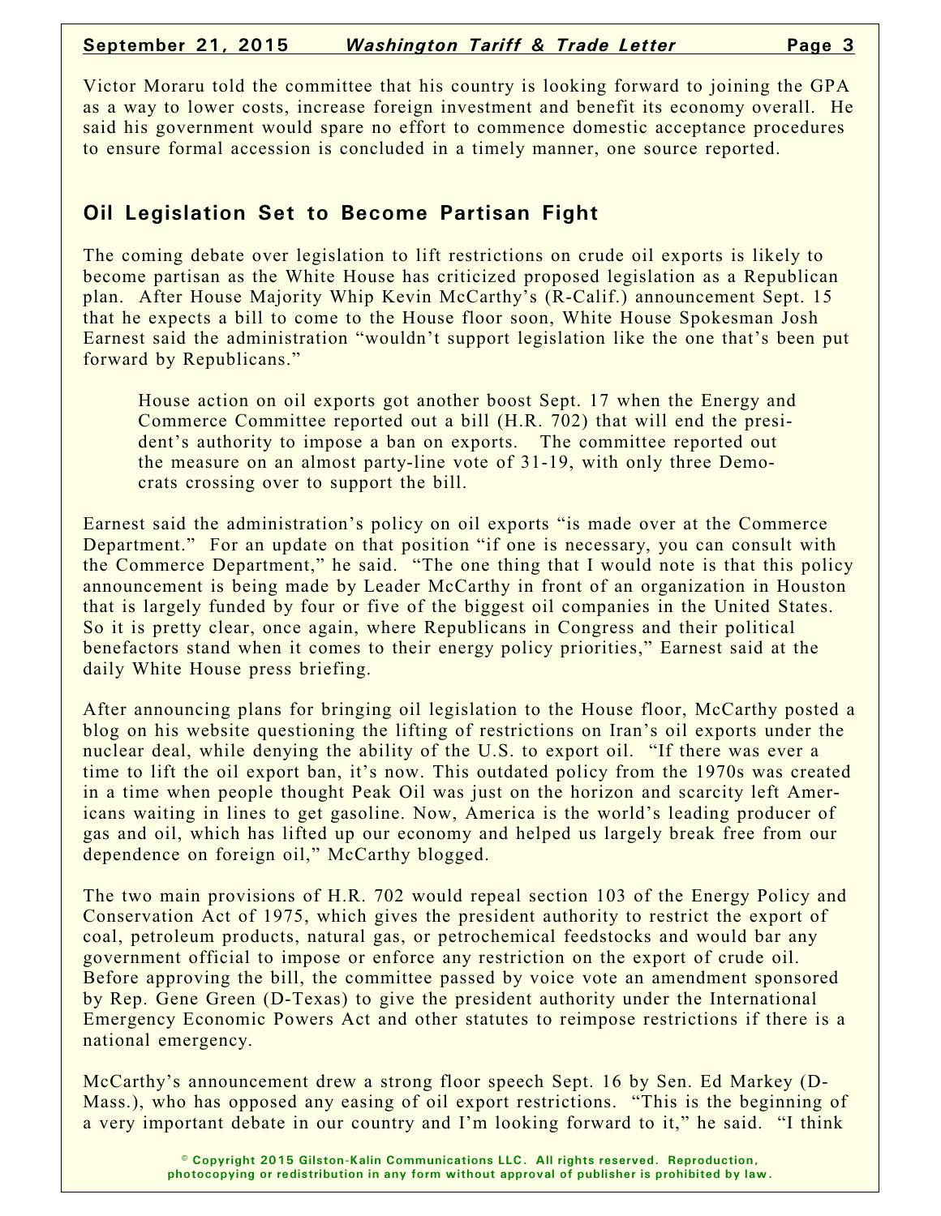Victor Moraru told the committee that his country is looking forward to joining the GPA as a way to lower costs, increase foreign investment and benefit its economy overall. He said his government would spare no effort to commence domestic acceptance procedures to ensure formal accession is concluded in a timely manner, one source reported.

## Oil Legislation Set to Become Partisan Fight

The coming debate over legislation to lift restrictions on crude oil exports is likely to become partisan as the White House has criticized proposed legislation as a Republican plan. After House Majority Whip Kevin McCarthy's (R-Calif.) announcement Sept. 15 that he expects a bill to come to the House floor soon, White House Spokesman Josh Earnest said the administration "wouldn't support legislation like the one that's been put forward by Republicans."

> House action on oil exports got another boost Sept. 17 when the Energy and Commerce Committee reported out a bill (H.R. 702) that will end the president's authority to impose a ban on exports. The committee reported out the measure on an almost party-line vote of 31-19, with only three Democrats crossing over to support the bill.

Earnest said the administration's policy on oil exports "is made over at the Commerce Department." For an update on that position "if one is necessary, you can consult with the Commerce Department," he said. "The one thing that I would note is that this policy announcement is being made by Leader McCarthy in front of an organization in Houston that is largely funded by four or five of the biggest oil companies in the United States. So it is pretty clear, once again, where Republicans in Congress and their political benefactors stand when it comes to their energy policy priorities," Earnest said at the daily White House press briefing.

After announcing plans for bringing oil legislation to the House floor, McCarthy posted a blog on his website questioning the lifting of restrictions on Iran's oil exports under the nuclear deal, while denying the ability of the U.S. to export oil. "If there was ever a time to lift the oil export ban, it's now. This outdated policy from the 1970s was created in a time when people thought Peak Oil was just on the horizon and scarcity left Americans waiting in lines to get gasoline. Now, America is the world's leading producer of gas and oil, which has lifted up our economy and helped us largely break free from our dependence on foreign oil," McCarthy blogged.

The two main provisions of H.R. 702 would repeal section 103 of the Energy Policy and Conservation Act of 1975, which gives the president authority to restrict the export of coal, petroleum products, natural gas, or petrochemical feedstocks and would bar any government official to impose or enforce any restriction on the export of crude oil. Before approving the bill, the committee passed by voice vote an amendment sponsored by Rep. Gene Green (D-Texas) to give the president authority under the International Emergency Economic Powers Act and other statutes to reimpose restrictions if there is a national emergency.

McCarthy's announcement drew a strong floor speech Sept. 16 by Sen. Ed Markey (D-Mass.), who has opposed any easing of oil export restrictions. "This is the beginning of a very important debate in our country and I'm looking forward to it," he said. "I think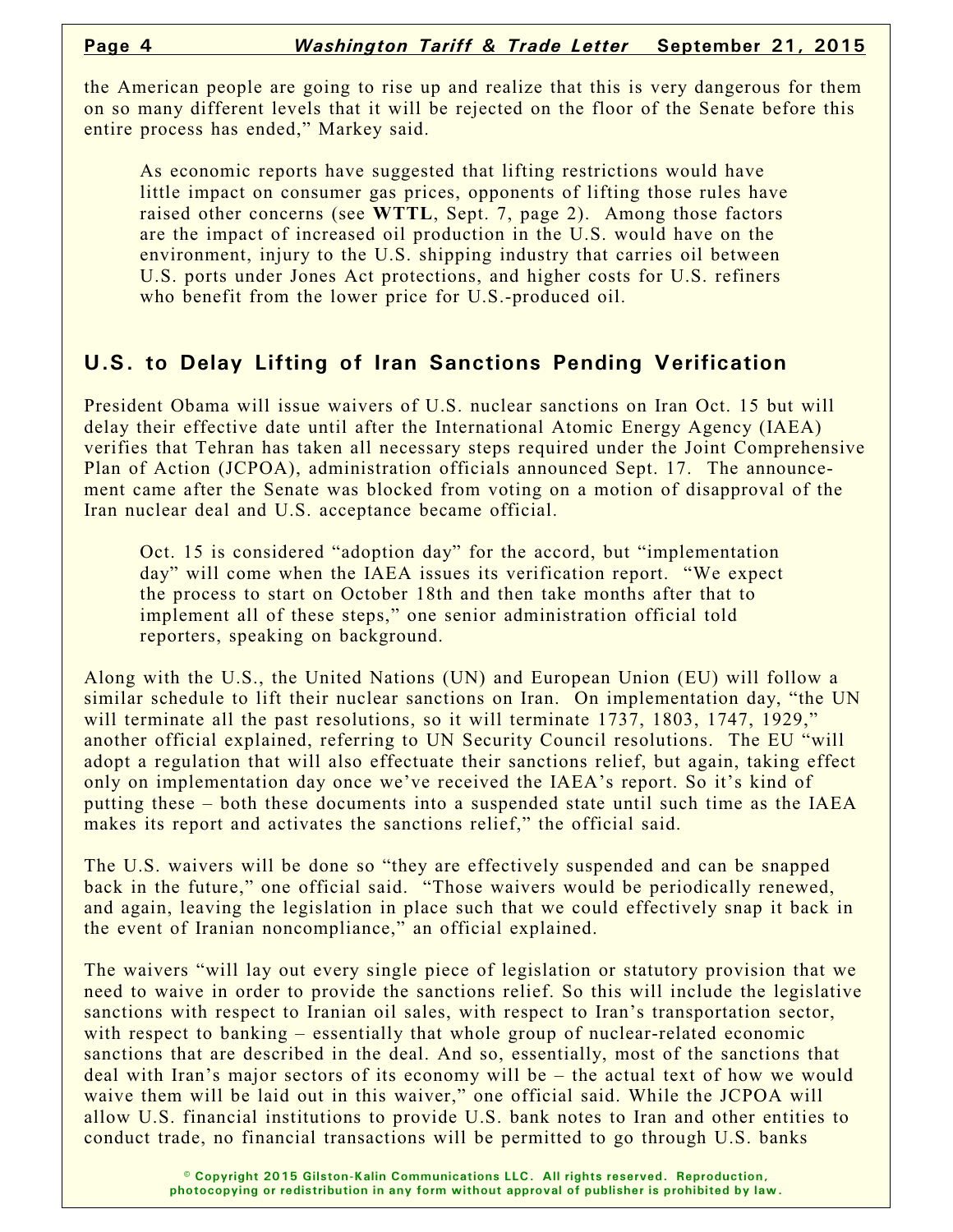the American people are going to rise up and realize that this is very dangerous for them on so many different levels that it will be rejected on the floor of the Senate before this entire process has ended," Markey said.

As economic reports have suggested that lifting restrictions would have little impact on consumer gas prices, opponents of lifting those rules have raised other concerns (see **WTTL**, Sept. 7, page 2). Among those factors are the impact of increased oil production in the U.S. would have on the environment, injury to the U.S. shipping industry that carries oil between U.S. ports under Jones Act protections, and higher costs for U.S. refiners who benefit from the lower price for U.S.-produced oil.

## U.S. to Delay Lifting of Iran Sanctions Pending Verification

President Obama will issue waivers of U.S. nuclear sanctions on Iran Oct. 15 but will delay their effective date until after the International Atomic Energy Agency (IAEA) verifies that Tehran has taken all necessary steps required under the Joint Comprehensive Plan of Action (JCPOA), administration officials announced Sept. 17. The announcement came after the Senate was blocked from voting on a motion of disapproval of the Iran nuclear deal and U.S. acceptance became official.

Oct. 15 is considered "adoption day" for the accord, but "implementation day" will come when the IAEA issues its verification report. "We expect the process to start on October 18th and then take months after that to implement all of these steps," one senior administration official told reporters, speaking on background.

Along with the U.S., the United Nations (UN) and European Union (EU) will follow a similar schedule to lift their nuclear sanctions on Iran. On implementation day, "the UN will terminate all the past resolutions, so it will terminate 1737, 1803, 1747, 1929," another official explained, referring to UN Security Council resolutions. The EU "will adopt a regulation that will also effectuate their sanctions relief, but again, taking effect only on implementation day once we've received the IAEA's report. So it's kind of putting these – both these documents into a suspended state until such time as the IAEA makes its report and activates the sanctions relief," the official said.

The U.S. waivers will be done so "they are effectively suspended and can be snapped back in the future," one official said. "Those waivers would be periodically renewed, and again, leaving the legislation in place such that we could effectively snap it back in the event of Iranian noncompliance," an official explained.

The waivers "will lay out every single piece of legislation or statutory provision that we need to waive in order to provide the sanctions relief. So this will include the legislative sanctions with respect to Iranian oil sales, with respect to Iran's transportation sector, with respect to banking – essentially that whole group of nuclear-related economic sanctions that are described in the deal. And so, essentially, most of the sanctions that deal with Iran's major sectors of its economy will be – the actual text of how we would waive them will be laid out in this waiver," one official said. While the JCPOA will allow U.S. financial institutions to provide U.S. bank notes to Iran and other entities to conduct trade, no financial transactions will be permitted to go through U.S. banks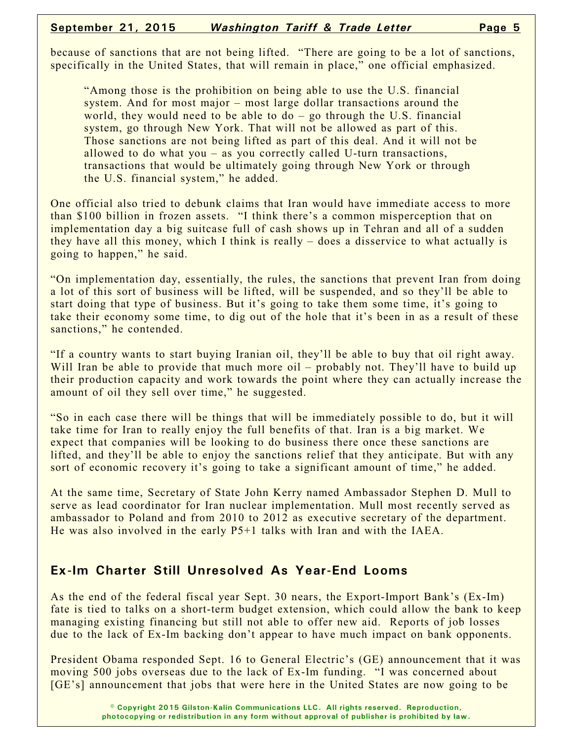because of sanctions that are not being lifted. "There are going to be a lot of sanctions, specifically in the United States, that will remain in place," one official emphasized.

> "Among those is the prohibition on being able to use the U.S. financial system. And for most major – most large dollar transactions around the world, they would need to be able to do – go through the U.S. financial system, go through New York. That will not be allowed as part of this. Those sanctions are not being lifted as part of this deal. And it will not be allowed to do what you – as you correctly called U-turn transactions, transactions that would be ultimately going through New York or through the U.S. financial system," he added.

One official also tried to debunk claims that Iran would have immediate access to more than $100 billion in frozen assets. "I think there's a common misperception that on implementation day a big suitcase full of cash shows up in Tehran and all of a sudden they have all this money, which I think is really – does a disservice to what actually is going to happen," he said.

"On implementation day, essentially, the rules, the sanctions that prevent Iran from doing a lot of this sort of business will be lifted, will be suspended, and so they'll be able to start doing that type of business. But it's going to take them some time, it's going to take their economy some time, to dig out of the hole that it's been in as a result of these sanctions," he contended.

"If a country wants to start buying Iranian oil, they'll be able to buy that oil right away. Will Iran be able to provide that much more oil – probably not. They'll have to build up their production capacity and work towards the point where they can actually increase the amount of oil they sell over time," he suggested.

"So in each case there will be things that will be immediately possible to do, but it will take time for Iran to really enjoy the full benefits of that. Iran is a big market. We expect that companies will be looking to do business there once these sanctions are lifted, and they'll be able to enjoy the sanctions relief that they anticipate. But with any sort of economic recovery it's going to take a significant amount of time," he added.

At the same time, Secretary of State John Kerry named Ambassador Stephen D. Mull to serve as lead coordinator for Iran nuclear implementation. Mull most recently served as ambassador to Poland and from 2010 to 2012 as executive secretary of the department. He was also involved in the early P5+1 talks with Iran and with the IAEA.

## Ex-Im Charter Still Unresolved As Year-End Looms

As the end of the federal fiscal year Sept. 30 nears, the Export-Import Bank's (Ex-Im) fate is tied to talks on a short-term budget extension, which could allow the bank to keep managing existing financing but still not able to offer new aid. Reports of job losses due to the lack of Ex-Im backing don't appear to have much impact on bank opponents.

President Obama responded Sept. 16 to General Electric's (GE) announcement that it was moving 500 jobs overseas due to the lack of Ex-Im funding. "I was concerned about [GE's] announcement that jobs that were here in the United States are now going to be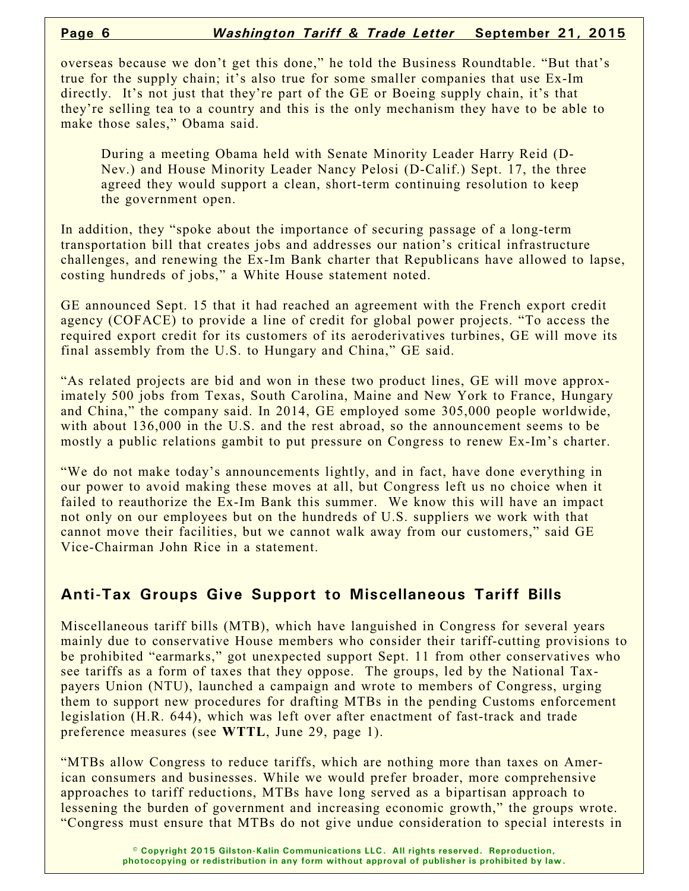overseas because we don't get this done," he told the Business Roundtable. "But that's true for the supply chain; it's also true for some smaller companies that use Ex-Im directly. It's not just that they're part of the GE or Boeing supply chain, it's that they're selling tea to a country and this is the only mechanism they have to be able to make those sales," Obama said.

During a meeting Obama held with Senate Minority Leader Harry Reid (D-Nev.) and House Minority Leader Nancy Pelosi (D-Calif.) Sept. 17, the three agreed they would support a clean, short-term continuing resolution to keep the government open.

In addition, they "spoke about the importance of securing passage of a long-term transportation bill that creates jobs and addresses our nation's critical infrastructure challenges, and renewing the Ex-Im Bank charter that Republicans have allowed to lapse, costing hundreds of jobs," a White House statement noted.

GE announced Sept. 15 that it had reached an agreement with the French export credit agency (COFACE) to provide a line of credit for global power projects. "To access the required export credit for its customers of its aeroderivatives turbines, GE will move its final assembly from the U.S. to Hungary and China," GE said.

"As related projects are bid and won in these two product lines, GE will move approximately 500 jobs from Texas, South Carolina, Maine and New York to France, Hungary and China," the company said. In 2014, GE employed some 305,000 people worldwide, with about 136,000 in the U.S. and the rest abroad, so the announcement seems to be mostly a public relations gambit to put pressure on Congress to renew Ex-Im's charter.

"We do not make today's announcements lightly, and in fact, have done everything in our power to avoid making these moves at all, but Congress left us no choice when it failed to reauthorize the Ex-Im Bank this summer. We know this will have an impact not only on our employees but on the hundreds of U.S. suppliers we work with that cannot move their facilities, but we cannot walk away from our customers," said GE Vice-Chairman John Rice in a statement.

## Anti-Tax Groups Give Support to Miscellaneous Tariff Bills

Miscellaneous tariff bills (MTB), which have languished in Congress for several years mainly due to conservative House members who consider their tariff-cutting provisions to be prohibited "earmarks," got unexpected support Sept. 11 from other conservatives who see tariffs as a form of taxes that they oppose. The groups, led by the National Taxpayers Union (NTU), launched a campaign and wrote to members of Congress, urging them to support new procedures for drafting MTBs in the pending Customs enforcement legislation (H.R. 644), which was left over after enactment of fast-track and trade preference measures (see **WTTL**, June 29, page 1).

"MTBs allow Congress to reduce tariffs, which are nothing more than taxes on American consumers and businesses. While we would prefer broader, more comprehensive approaches to tariff reductions, MTBs have long served as a bipartisan approach to lessening the burden of government and increasing economic growth," the groups wrote. "Congress must ensure that MTBs do not give undue consideration to special interests in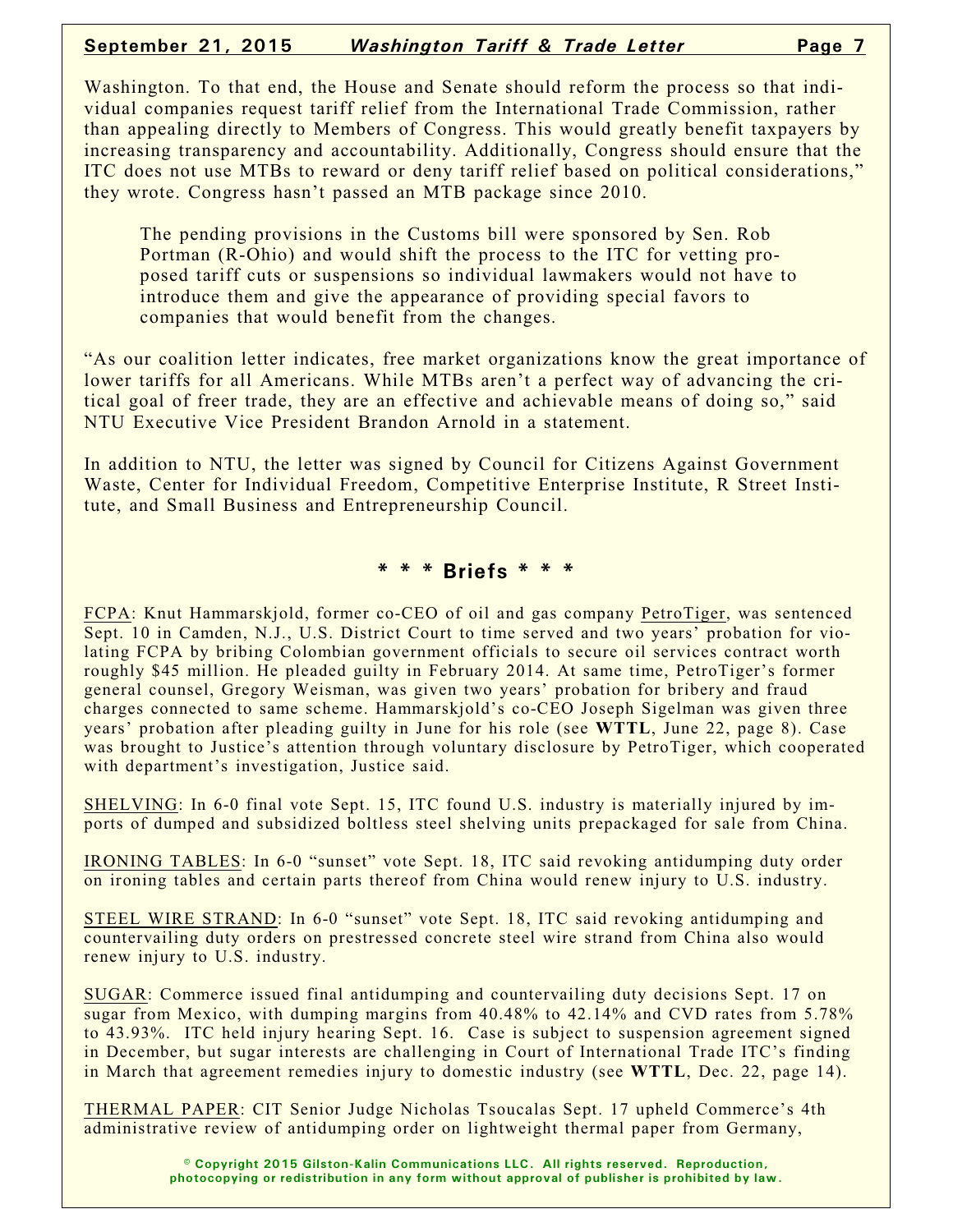Washington. To that end, the House and Senate should reform the process so that individual companies request tariff relief from the International Trade Commission, rather than appealing directly to Members of Congress. This would greatly benefit taxpayers by increasing transparency and accountability. Additionally, Congress should ensure that the ITC does not use MTBs to reward or deny tariff relief based on political considerations," they wrote. Congress hasn't passed an MTB package since 2010.

> The pending provisions in the Customs bill were sponsored by Sen. Rob Portman (R-Ohio) and would shift the process to the ITC for vetting proposed tariff cuts or suspensions so individual lawmakers would not have to introduce them and give the appearance of providing special favors to companies that would benefit from the changes.

"As our coalition letter indicates, free market organizations know the great importance of lower tariffs for all Americans. While MTBs aren't a perfect way of advancing the critical goal of freer trade, they are an effective and achievable means of doing so," said NTU Executive Vice President Brandon Arnold in a statement.

In addition to NTU, the letter was signed by Council for Citizens Against Government Waste, Center for Individual Freedom, Competitive Enterprise Institute, R Street Institute, and Small Business and Entrepreneurship Council.

## * * * Briefs * * *

FCPA: Knut Hammarskjold, former co-CEO of oil and gas company PetroTiger, was sentenced Sept. 10 in Camden, N.J., U.S. District Court to time served and two years' probation for violating FCPA by bribing Colombian government officials to secure oil services contract worth roughly $45 million. He pleaded guilty in February 2014. At same time, PetroTiger's former general counsel, Gregory Weisman, was given two years' probation for bribery and fraud charges connected to same scheme. Hammarskjold's co-CEO Joseph Sigelman was given three years' probation after pleading guilty in June for his role (see **WTTL**, June 22, page 8). Case was brought to Justice's attention through voluntary disclosure by PetroTiger, which cooperated with department's investigation, Justice said.

SHELVING: In 6-0 final vote Sept. 15, ITC found U.S. industry is materially injured by imports of dumped and subsidized boltless steel shelving units prepackaged for sale from China.

IRONING TABLES: In 6-0 "sunset" vote Sept. 18, ITC said revoking antidumping duty order on ironing tables and certain parts thereof from China would renew injury to U.S. industry.

STEEL WIRE STRAND: In 6-0 "sunset" vote Sept. 18, ITC said revoking antidumping and countervailing duty orders on prestressed concrete steel wire strand from China also would renew injury to U.S. industry.

SUGAR: Commerce issued final antidumping and countervailing duty decisions Sept. 17 on sugar from Mexico, with dumping margins from 40.48% to 42.14% and CVD rates from 5.78% to 43.93%. ITC held injury hearing Sept. 16. Case is subject to suspension agreement signed in December, but sugar interests are challenging in Court of International Trade ITC's finding in March that agreement remedies injury to domestic industry (see **WTTL**, Dec. 22, page 14).

THERMAL PAPER: CIT Senior Judge Nicholas Tsoucalas Sept. 17 upheld Commerce's 4th administrative review of antidumping order on lightweight thermal paper from Germany,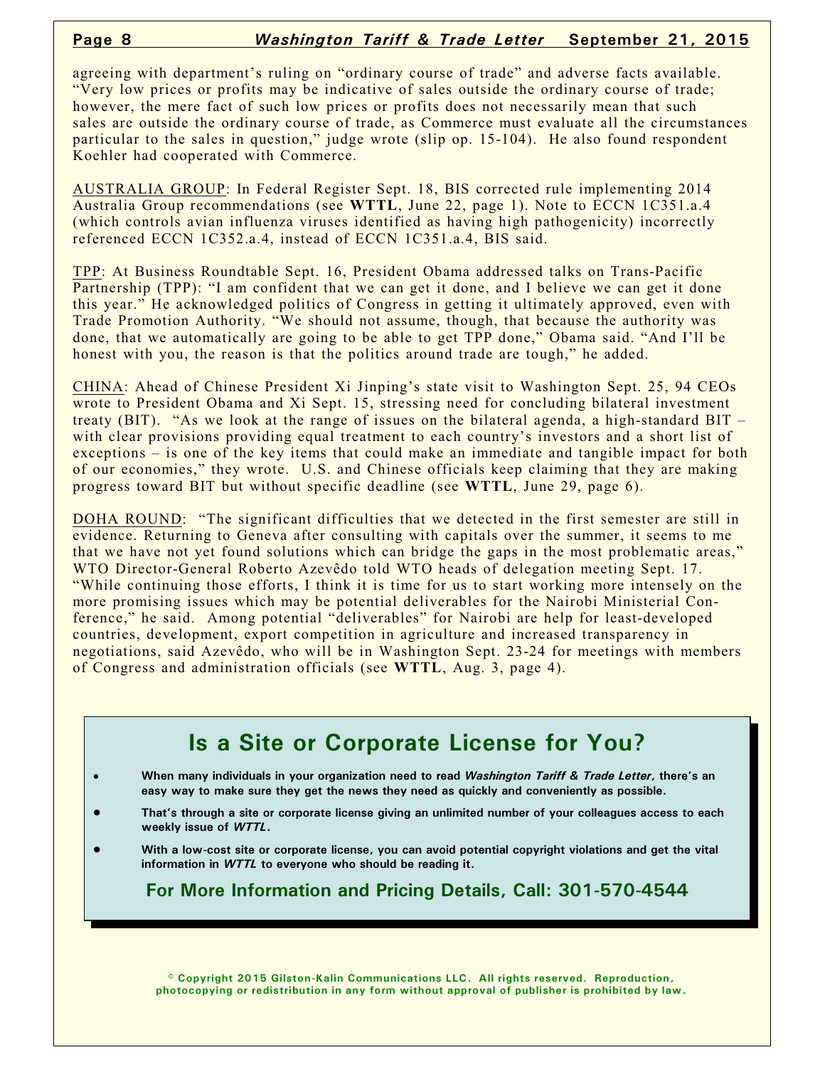agreeing with department's ruling on "ordinary course of trade" and adverse facts available. "Very low prices or profits may be indicative of sales outside the ordinary course of trade; however, the mere fact of such low prices or profits does not necessarily mean that such sales are outside the ordinary course of trade, as Commerce must evaluate all the circumstances particular to the sales in question," judge wrote (slip op. 15-104). He also found respondent Koehler had cooperated with Commerce.

AUSTRALIA GROUP: In Federal Register Sept. 18, BIS corrected rule implementing 2014 Australia Group recommendations (see **WTTL**, June 22, page 1). Note to ECCN 1C351.a.4 (which controls avian influenza viruses identified as having high pathogenicity) incorrectly referenced ECCN 1C352.a.4, instead of ECCN 1C351.a.4, BIS said.

TPP: At Business Roundtable Sept. 16, President Obama addressed talks on Trans-Pacific Partnership (TPP): "I am confident that we can get it done, and I believe we can get it done this year." He acknowledged politics of Congress in getting it ultimately approved, even with Trade Promotion Authority. "We should not assume, though, that because the authority was done, that we automatically are going to be able to get TPP done," Obama said. "And I'll be honest with you, the reason is that the politics around trade are tough," he added.

CHINA: Ahead of Chinese President Xi Jinping's state visit to Washington Sept. 25, 94 CEOs wrote to President Obama and Xi Sept. 15, stressing need for concluding bilateral investment treaty (BIT). "As we look at the range of issues on the bilateral agenda, a high-standard BIT – with clear provisions providing equal treatment to each country's investors and a short list of exceptions – is one of the key items that could make an immediate and tangible impact for both of our economies," they wrote. U.S. and Chinese officials keep claiming that they are making progress toward BIT but without specific deadline (see **WTTL**, June 29, page 6).

DOHA ROUND: "The significant difficulties that we detected in the first semester are still in evidence. Returning to Geneva after consulting with capitals over the summer, it seems to me that we have not yet found solutions which can bridge the gaps in the most problematic areas," WTO Director-General Roberto Azevêdo told WTO heads of delegation meeting Sept. 17. "While continuing those efforts, I think it is time for us to start working more intensely on the more promising issues which may be potential deliverables for the Nairobi Ministerial Conference," he said. Among potential "deliverables" for Nairobi are help for least-developed countries, development, export competition in agriculture and increased transparency in negotiations, said Azevêdo, who will be in Washington Sept. 23-24 for meetings with members of Congress and administration officials (see **WTTL**, Aug. 3, page 4).

## Is a Site or Corporate License for You?

- **When many individuals in your organization need to read *Washington Tariff & Trade Letter*, there's an easy way to make sure they get the news they need as quickly and conveniently as possible.**
- **That's through a site or corporate license giving an unlimited number of your colleagues access to each weekly issue of *WTTL*.**
- **With a low-cost site or corporate license, you can avoid potential copyright violations and get the vital information in *WTTL* to everyone who should be reading it.**

**For More Information and Pricing Details, Call: 301-570-4544**

**© Copyright 2015 Gilston-Kalin Communications LLC. All rights reserved. Reproduction, photocopying or redistribution in any form without approval of publisher is prohibited by law.**